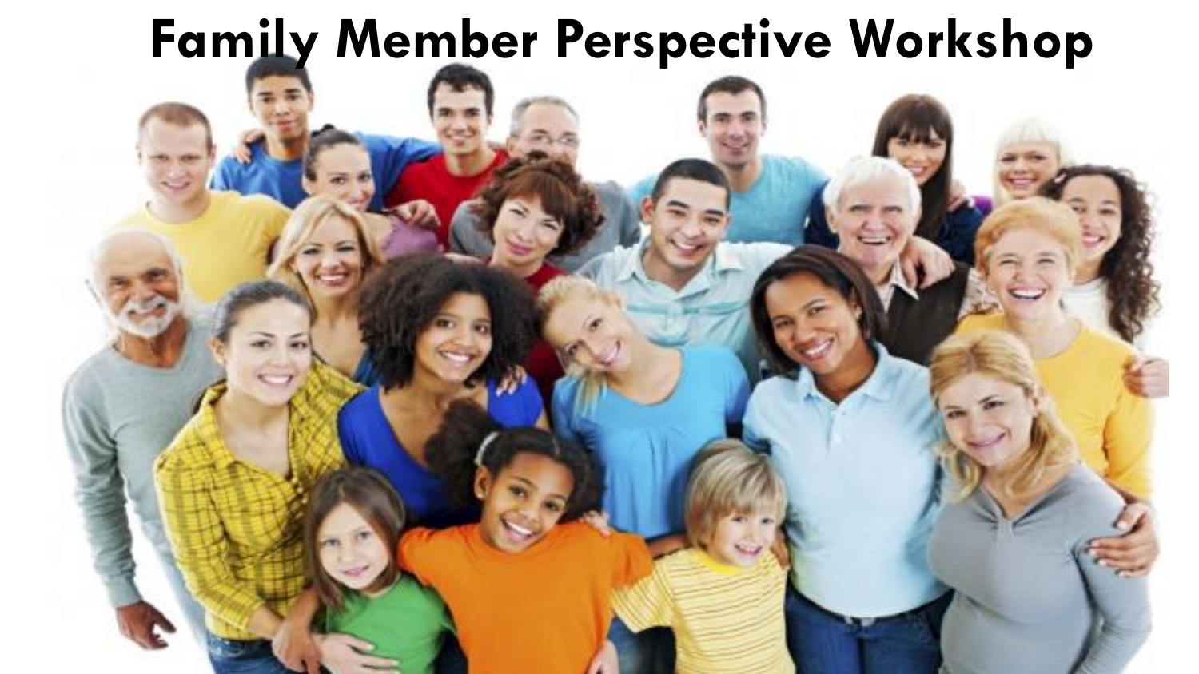# Family Member Perspective Workshop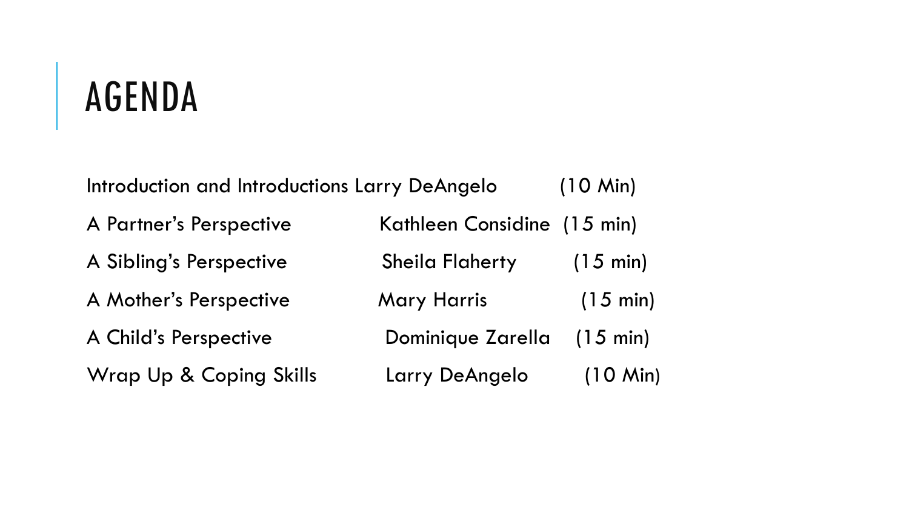# AGENDA

| | | |
|---|---|---|
| Introduction and Introductions | Larry DeAngelo | (10 Min) |
| A Partner's Perspective | Kathleen Considine | (15 min) |
| A Sibling's Perspective | Sheila Flaherty | (15 min) |
| A Mother's Perspective | Mary Harris | (15 min) |
| A Child's Perspective | Dominique Zarella | (15 min) |
| Wrap Up & Coping Skills | Larry DeAngelo | (10 Min) |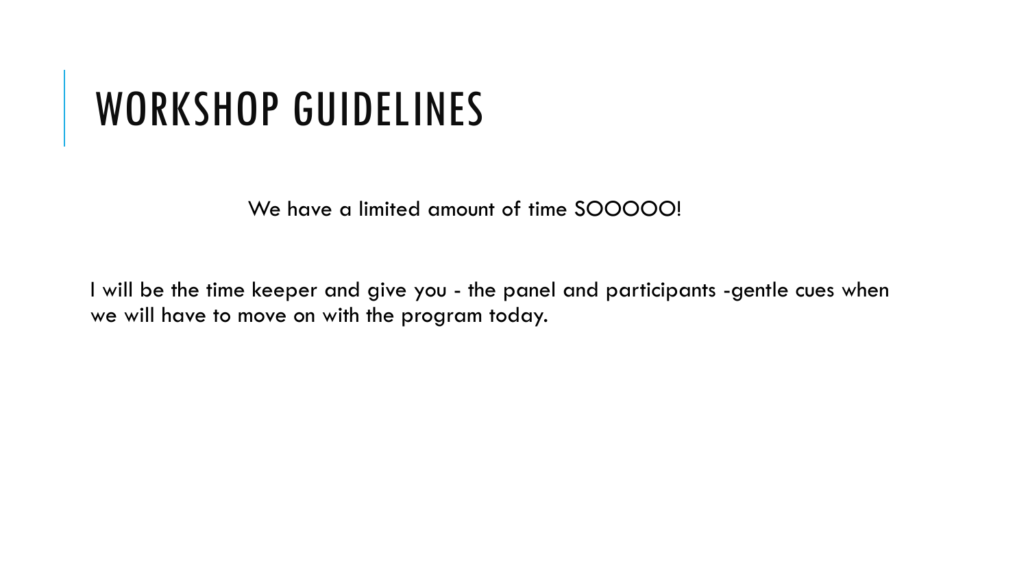# WORKSHOP GUIDELINES

We have a limited amount of time SOOOOO!

I will be the time keeper and give you - the panel and participants -gentle cues when we will have to move on with the program today.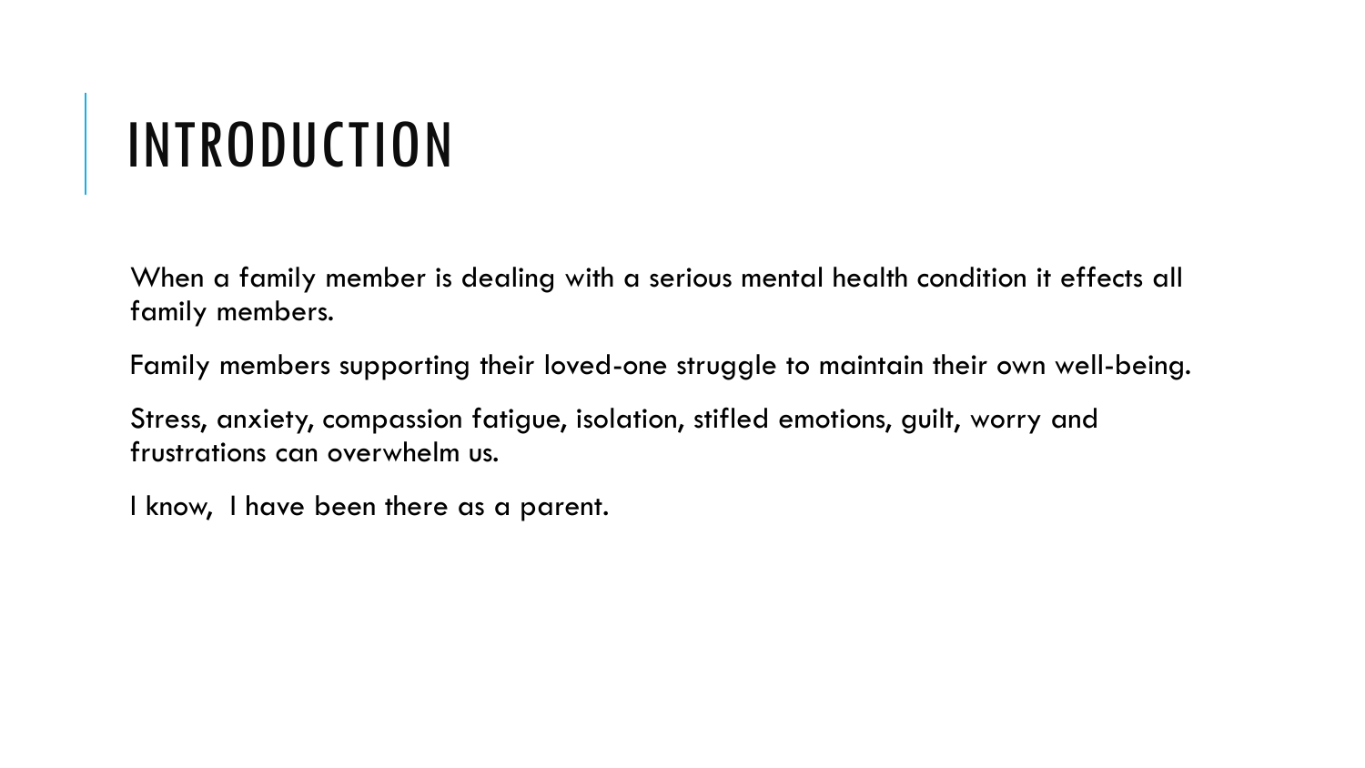# INTRODUCTION

When a family member is dealing with a serious mental health condition it effects all family members.

Family members supporting their loved-one struggle to maintain their own well-being.

Stress, anxiety, compassion fatigue, isolation, stifled emotions, guilt, worry and frustrations can overwhelm us.

I know,  I have been there as a parent.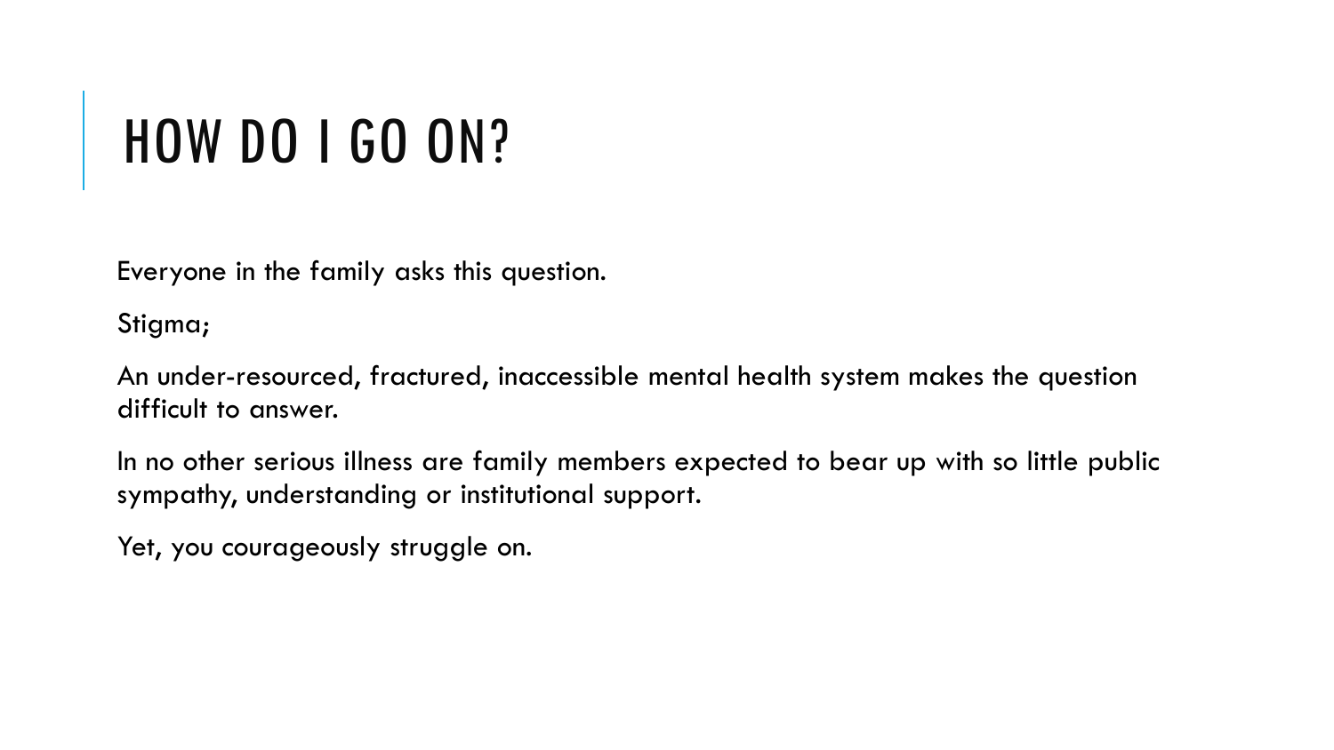# HOW DO I GO ON?

Everyone in the family asks this question.

Stigma;

An under-resourced, fractured, inaccessible mental health system makes the question difficult to answer.

In no other serious illness are family members expected to bear up with so little public sympathy, understanding or institutional support.

Yet, you courageously struggle on.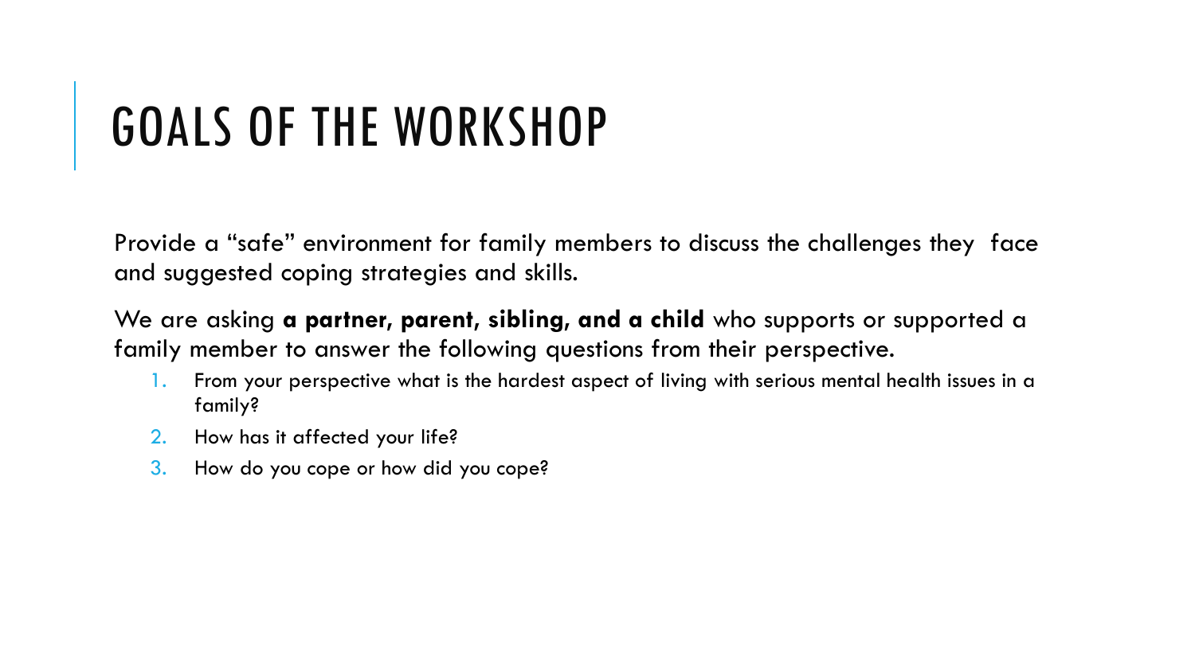# GOALS OF THE WORKSHOP

Provide a “safe” environment for family members to discuss the challenges they face and suggested coping strategies and skills.

We are asking **a partner, parent, sibling, and a child** who supports or supported a family member to answer the following questions from their perspective.

1. From your perspective what is the hardest aspect of living with serious mental health issues in a family?
2. How has it affected your life?
3. How do you cope or how did you cope?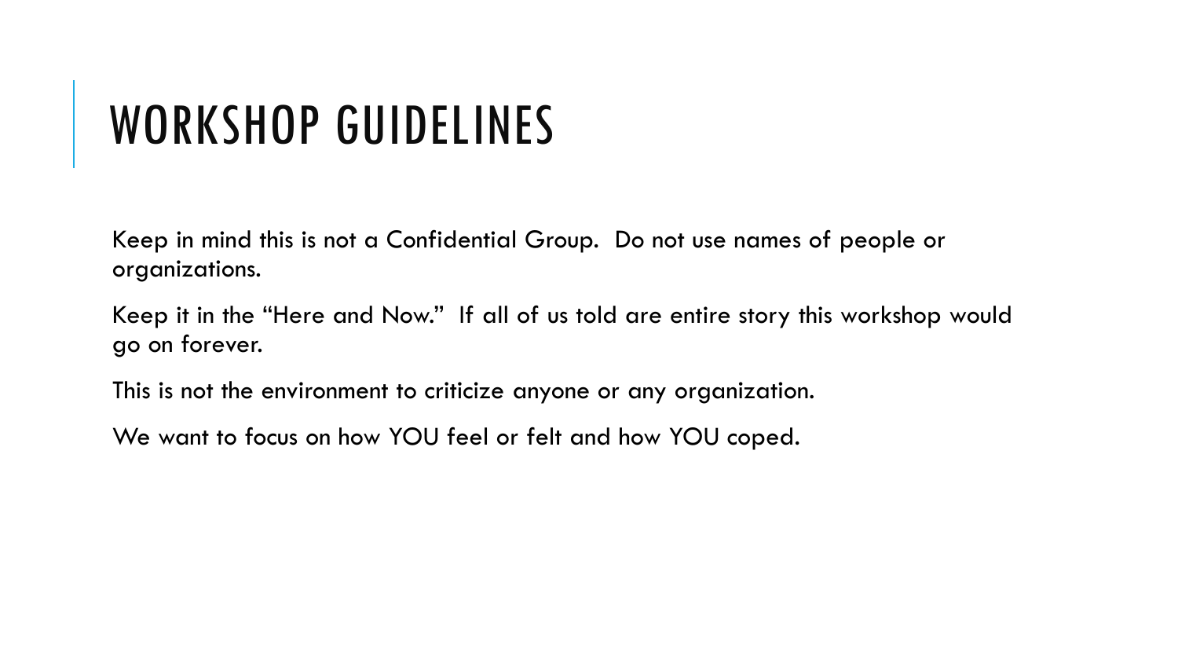# WORKSHOP GUIDELINES

Keep in mind this is not a Confidential Group. Do not use names of people or organizations.

Keep it in the "Here and Now." If all of us told are entire story this workshop would go on forever.

This is not the environment to criticize anyone or any organization.

We want to focus on how YOU feel or felt and how YOU coped.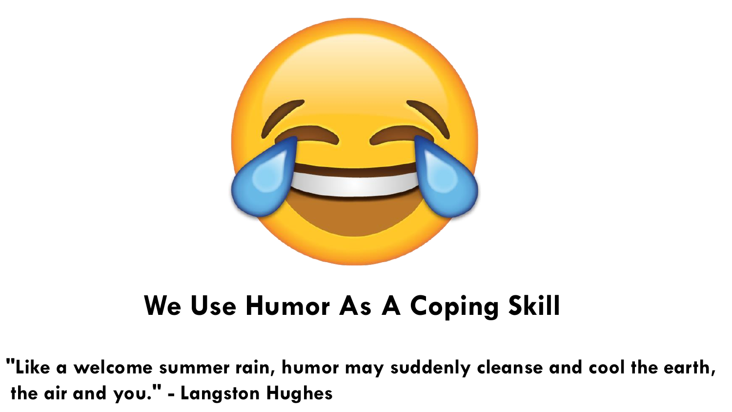## We Use Humor As A Coping Skill

**"Like a welcome summer rain, humor may suddenly cleanse and cool the earth, the air and you." - Langston Hughes**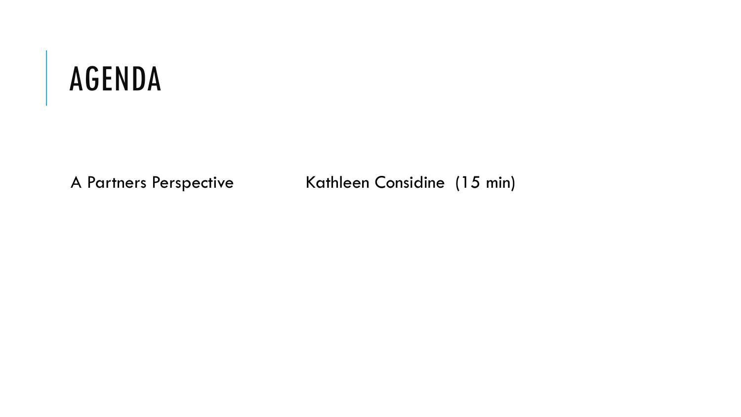# AGENDA

| | |
|---|---|
| A Partners Perspective | Kathleen Considine (15 min) |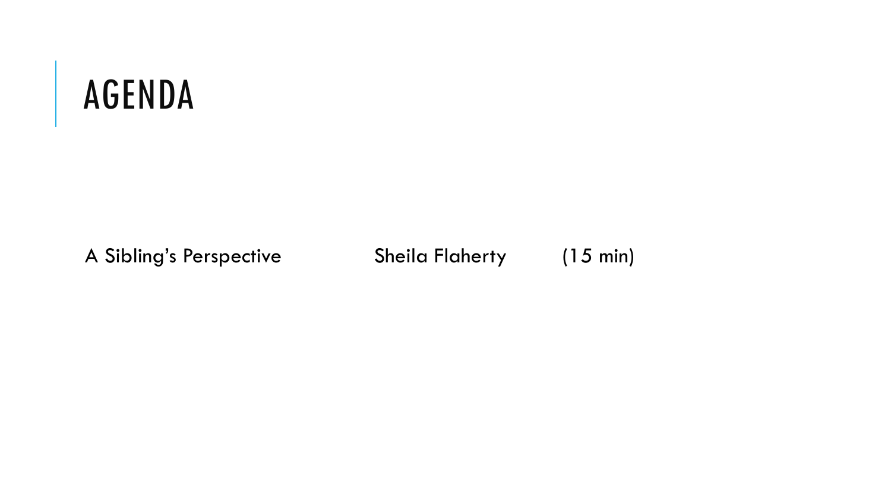# AGENDA

| | | |
|---|---|---|
| A Sibling's Perspective | Sheila Flaherty | (15 min) |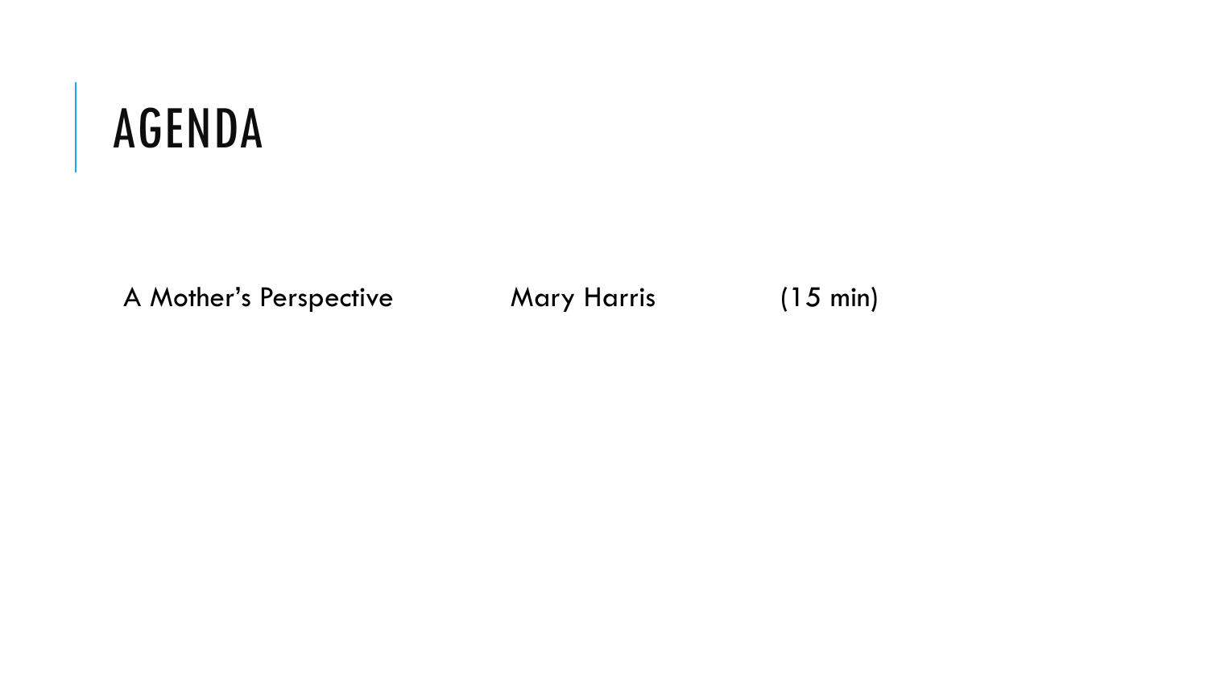# AGENDA

| | | |
|---|---|---|
| A Mother’s Perspective | Mary Harris | (15 min) |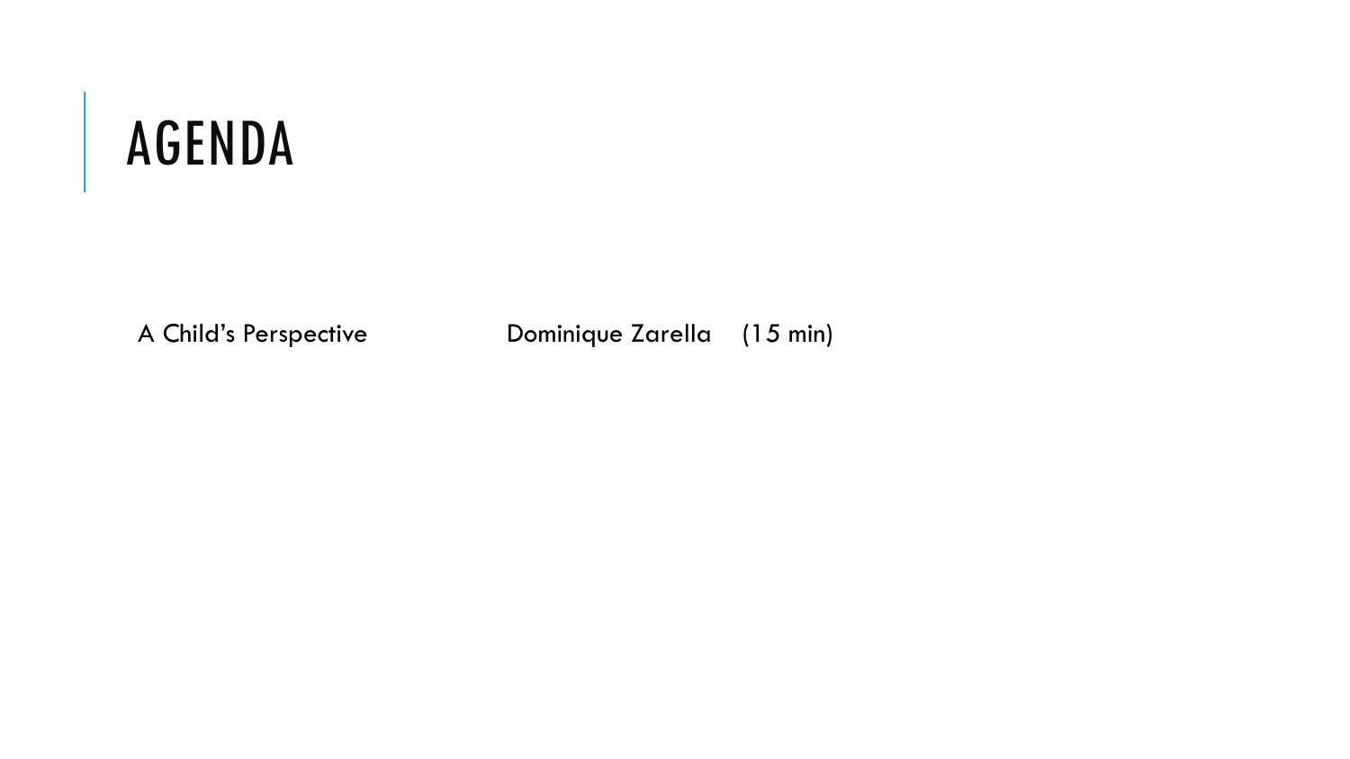# AGENDA

| | | |
|---|---|---|
| A Child’s Perspective | Dominique Zarella | (15 min) |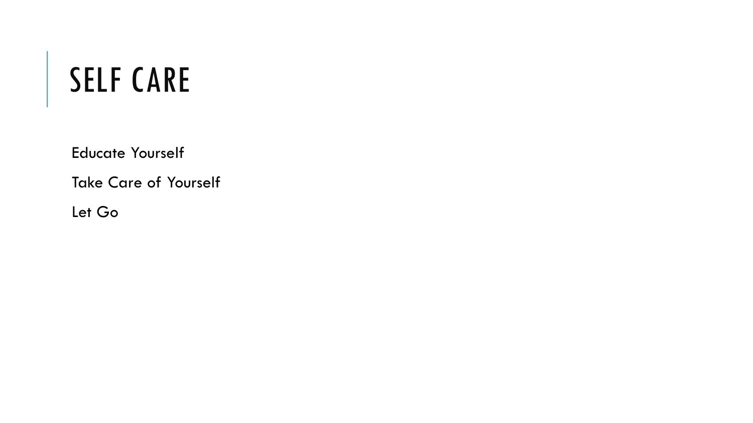# SELF CARE

Educate Yourself

Take Care of Yourself

Let Go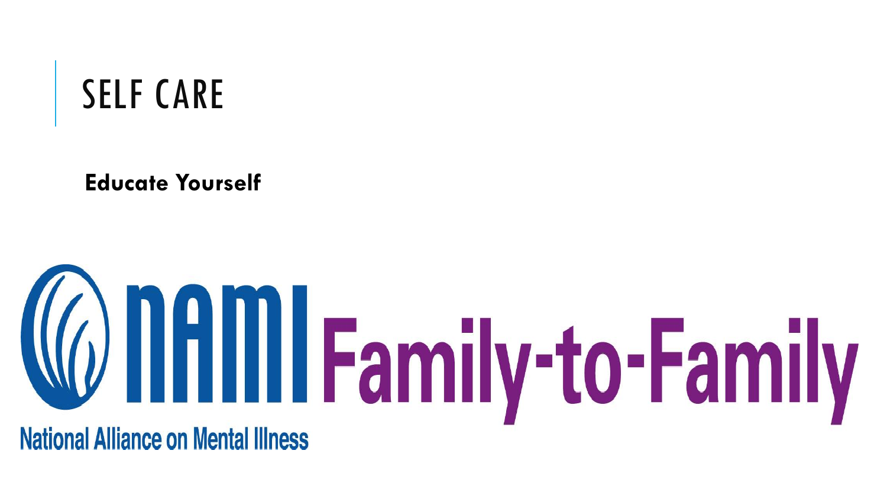# SELF CARE

**Educate Yourself**

nami Family-to-Family

National Alliance on Mental Illness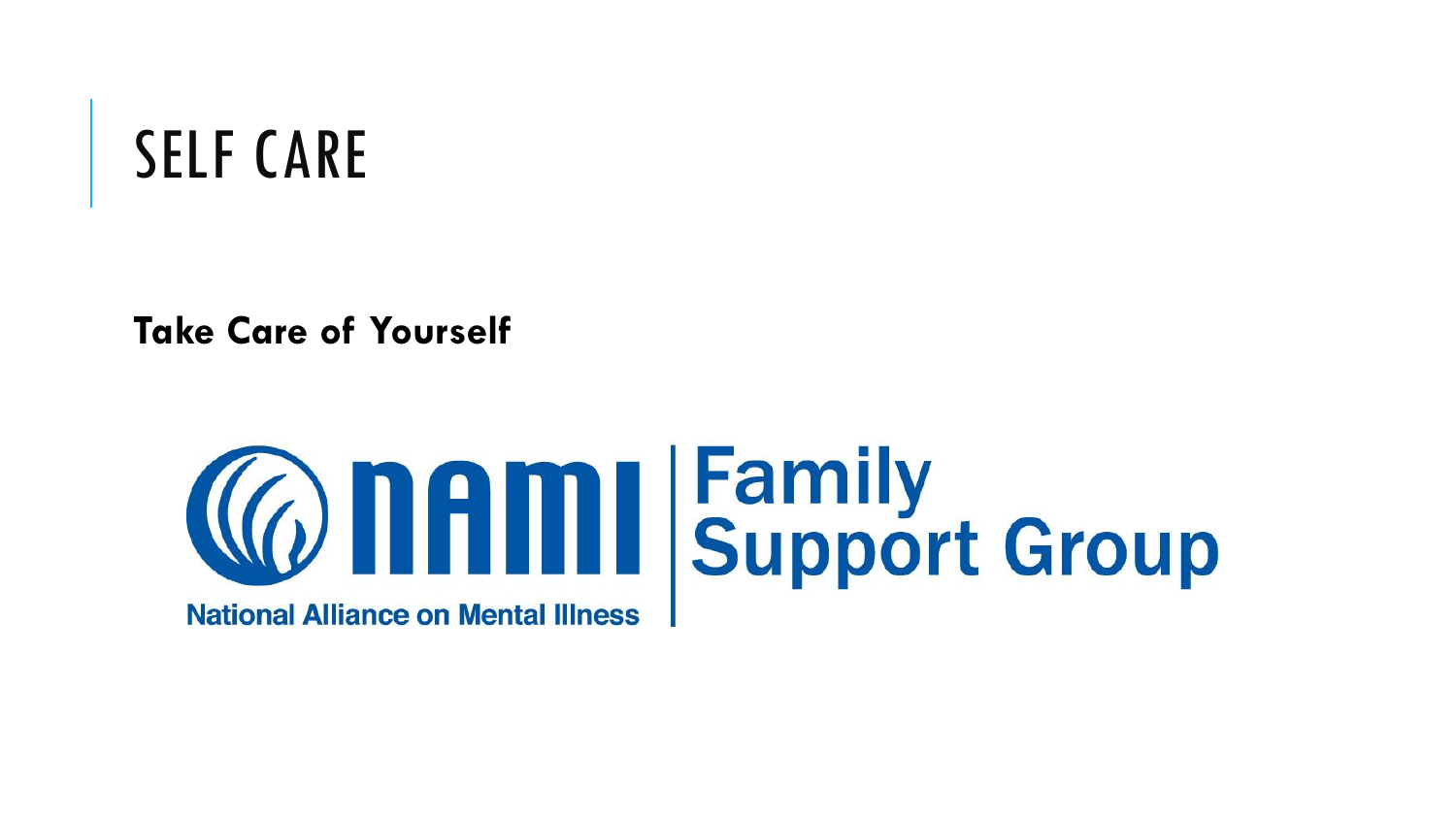# SELF CARE

**Take Care of Yourself**

National Alliance on Mental Illness

Family Support Group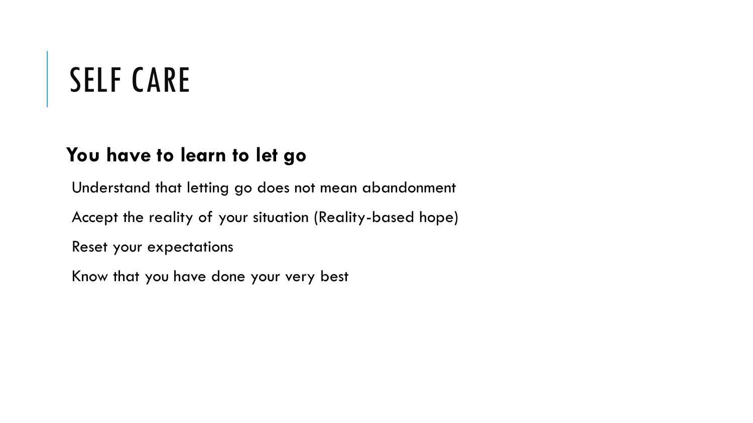# SELF CARE

**You have to learn to let go**

Understand that letting go does not mean abandonment

Accept the reality of your situation (Reality-based hope)

Reset your expectations

Know that you have done your very best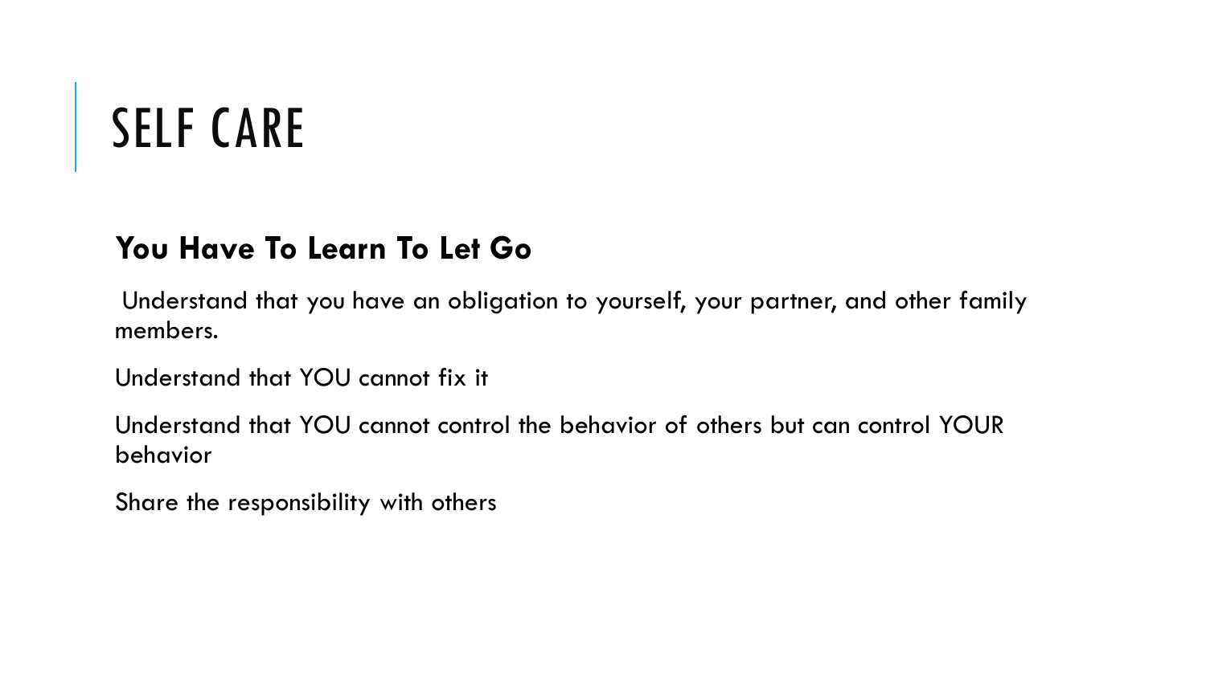# SELF CARE

**You Have To Learn To Let Go**

Understand that you have an obligation to yourself, your partner, and other family members.

Understand that YOU cannot fix it

Understand that YOU cannot control the behavior of others but can control YOUR behavior

Share the responsibility with others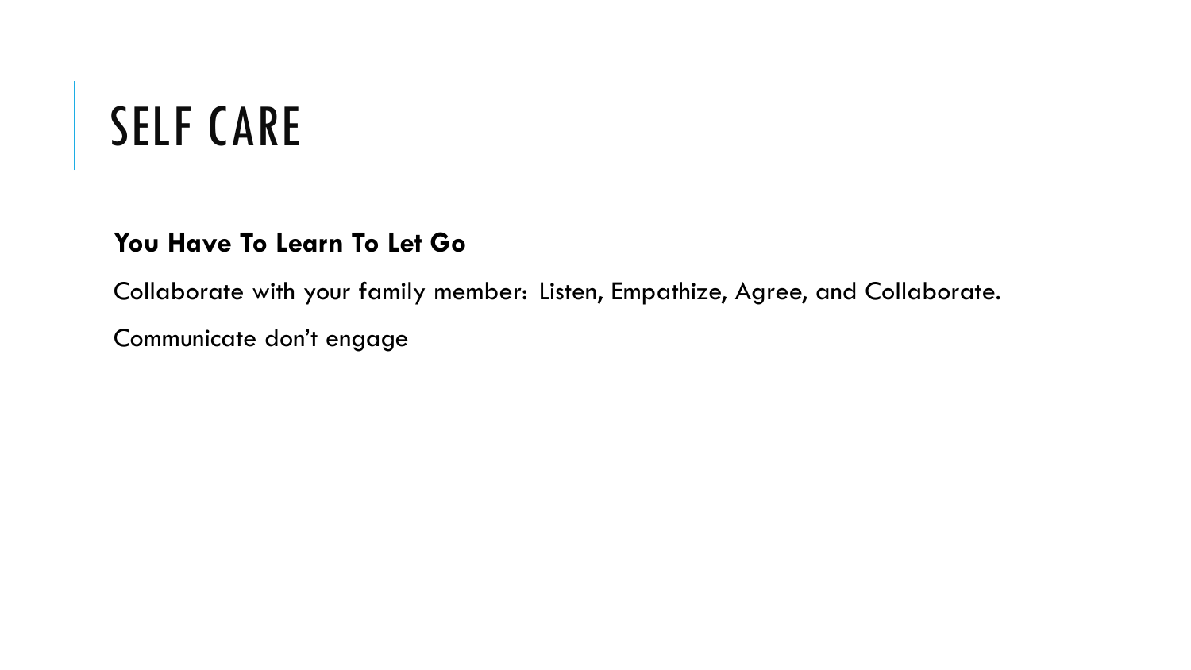# SELF CARE

**You Have To Learn To Let Go**

Collaborate with your family member: Listen, Empathize, Agree, and Collaborate.

Communicate don't engage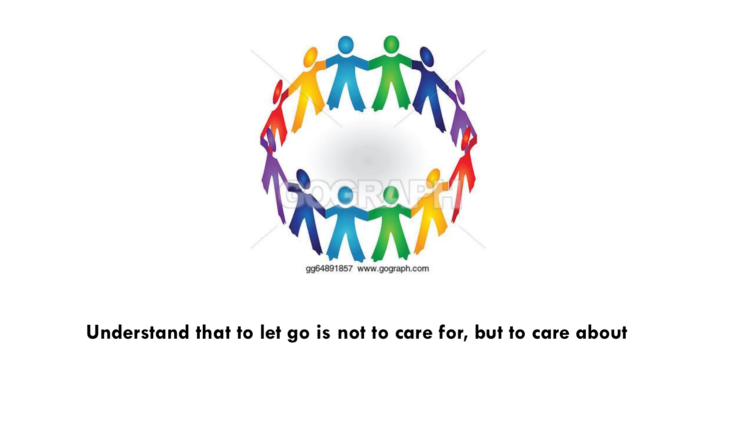**Understand that to let go is not to care for, but to care about**